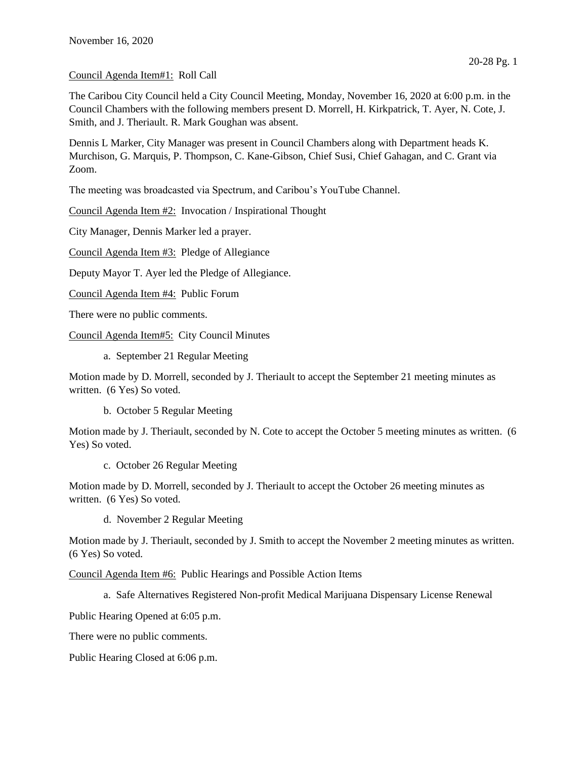November 16, 2020

Council Agenda Item#1: Roll Call

The Caribou City Council held a City Council Meeting, Monday, November 16, 2020 at 6:00 p.m. in the Council Chambers with the following members present D. Morrell, H. Kirkpatrick, T. Ayer, N. Cote, J. Smith, and J. Theriault. R. Mark Goughan was absent.

Dennis L Marker, City Manager was present in Council Chambers along with Department heads K. Murchison, G. Marquis, P. Thompson, C. Kane-Gibson, Chief Susi, Chief Gahagan, and C. Grant via Zoom.

The meeting was broadcasted via Spectrum, and Caribou's YouTube Channel.

Council Agenda Item #2: Invocation / Inspirational Thought

City Manager, Dennis Marker led a prayer.

Council Agenda Item #3: Pledge of Allegiance

Deputy Mayor T. Ayer led the Pledge of Allegiance.

Council Agenda Item #4: Public Forum

There were no public comments.

Council Agenda Item#5: City Council Minutes

a. September 21 Regular Meeting

Motion made by D. Morrell, seconded by J. Theriault to accept the September 21 meeting minutes as written. (6 Yes) So voted.

b. October 5 Regular Meeting

Motion made by J. Theriault, seconded by N. Cote to accept the October 5 meeting minutes as written. (6 Yes) So voted.

c. October 26 Regular Meeting

Motion made by D. Morrell, seconded by J. Theriault to accept the October 26 meeting minutes as written. (6 Yes) So voted.

d. November 2 Regular Meeting

Motion made by J. Theriault, seconded by J. Smith to accept the November 2 meeting minutes as written. (6 Yes) So voted.

Council Agenda Item #6: Public Hearings and Possible Action Items

a. Safe Alternatives Registered Non-profit Medical Marijuana Dispensary License Renewal

Public Hearing Opened at 6:05 p.m.

There were no public comments.

Public Hearing Closed at 6:06 p.m.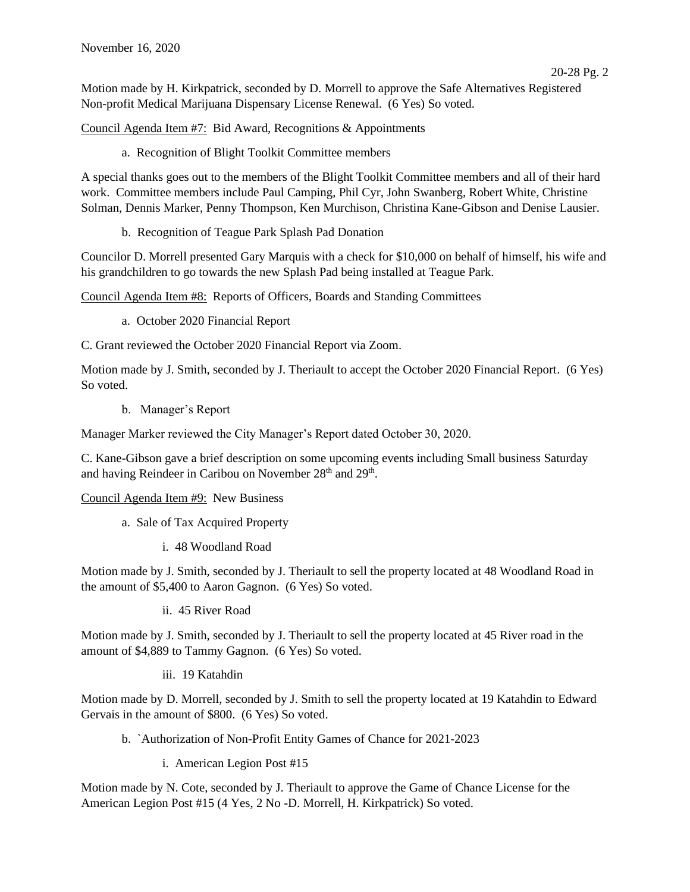November 16, 2020

Motion made by H. Kirkpatrick, seconded by D. Morrell to approve the Safe Alternatives Registered Non-profit Medical Marijuana Dispensary License Renewal. (6 Yes) So voted.

Council Agenda Item #7: Bid Award, Recognitions & Appointments

a. Recognition of Blight Toolkit Committee members

A special thanks goes out to the members of the Blight Toolkit Committee members and all of their hard work. Committee members include Paul Camping, Phil Cyr, John Swanberg, Robert White, Christine Solman, Dennis Marker, Penny Thompson, Ken Murchison, Christina Kane-Gibson and Denise Lausier.

b. Recognition of Teague Park Splash Pad Donation

Councilor D. Morrell presented Gary Marquis with a check for $10,000 on behalf of himself, his wife and his grandchildren to go towards the new Splash Pad being installed at Teague Park.

Council Agenda Item #8: Reports of Officers, Boards and Standing Committees

a. October 2020 Financial Report

C. Grant reviewed the October 2020 Financial Report via Zoom.

Motion made by J. Smith, seconded by J. Theriault to accept the October 2020 Financial Report. (6 Yes) So voted.

b. Manager's Report

Manager Marker reviewed the City Manager's Report dated October 30, 2020.

C. Kane-Gibson gave a brief description on some upcoming events including Small business Saturday and having Reindeer in Caribou on November 28th and 29th.

Council Agenda Item #9: New Business

a. Sale of Tax Acquired Property

i. 48 Woodland Road

Motion made by J. Smith, seconded by J. Theriault to sell the property located at 48 Woodland Road in the amount of $5,400 to Aaron Gagnon. (6 Yes) So voted.

ii. 45 River Road

Motion made by J. Smith, seconded by J. Theriault to sell the property located at 45 River road in the amount of $4,889 to Tammy Gagnon. (6 Yes) So voted.

iii. 19 Katahdin

Motion made by D. Morrell, seconded by J. Smith to sell the property located at 19 Katahdin to Edward Gervais in the amount of $800. (6 Yes) So voted.

b. `Authorization of Non-Profit Entity Games of Chance for 2021-2023

i. American Legion Post #15

Motion made by N. Cote, seconded by J. Theriault to approve the Game of Chance License for the American Legion Post #15 (4 Yes, 2 No -D. Morrell, H. Kirkpatrick) So voted.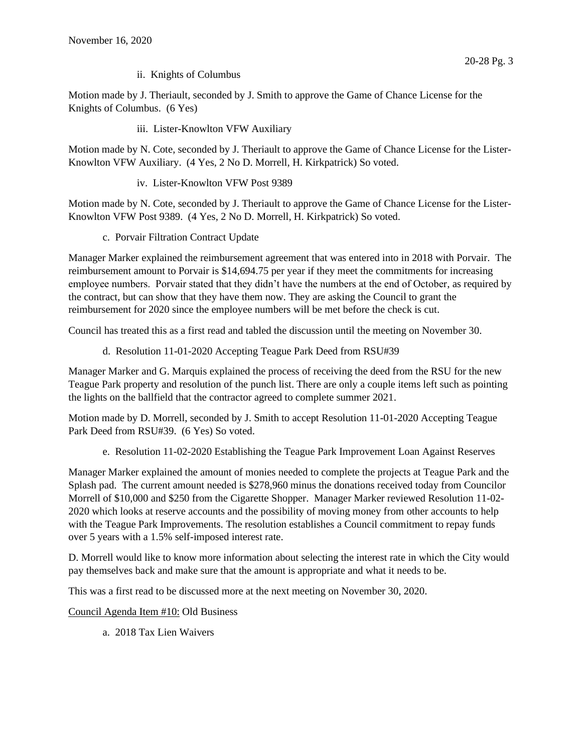ii. Knights of Columbus

Motion made by J. Theriault, seconded by J. Smith to approve the Game of Chance License for the Knights of Columbus. (6 Yes)

iii. Lister-Knowlton VFW Auxiliary

Motion made by N. Cote, seconded by J. Theriault to approve the Game of Chance License for the Lister-Knowlton VFW Auxiliary. (4 Yes, 2 No D. Morrell, H. Kirkpatrick) So voted.

iv. Lister-Knowlton VFW Post 9389

Motion made by N. Cote, seconded by J. Theriault to approve the Game of Chance License for the Lister-Knowlton VFW Post 9389. (4 Yes, 2 No D. Morrell, H. Kirkpatrick) So voted.

c. Porvair Filtration Contract Update

Manager Marker explained the reimbursement agreement that was entered into in 2018 with Porvair. The reimbursement amount to Porvair is $14,694.75 per year if they meet the commitments for increasing employee numbers. Porvair stated that they didn't have the numbers at the end of October, as required by the contract, but can show that they have them now. They are asking the Council to grant the reimbursement for 2020 since the employee numbers will be met before the check is cut.

Council has treated this as a first read and tabled the discussion until the meeting on November 30.

d. Resolution 11-01-2020 Accepting Teague Park Deed from RSU#39

Manager Marker and G. Marquis explained the process of receiving the deed from the RSU for the new Teague Park property and resolution of the punch list. There are only a couple items left such as pointing the lights on the ballfield that the contractor agreed to complete summer 2021.

Motion made by D. Morrell, seconded by J. Smith to accept Resolution 11-01-2020 Accepting Teague Park Deed from RSU#39. (6 Yes) So voted.

e. Resolution 11-02-2020 Establishing the Teague Park Improvement Loan Against Reserves

Manager Marker explained the amount of monies needed to complete the projects at Teague Park and the Splash pad. The current amount needed is $278,960 minus the donations received today from Councilor Morrell of $10,000 and $250 from the Cigarette Shopper. Manager Marker reviewed Resolution 11-02-2020 which looks at reserve accounts and the possibility of moving money from other accounts to help with the Teague Park Improvements. The resolution establishes a Council commitment to repay funds over 5 years with a 1.5% self-imposed interest rate.

D. Morrell would like to know more information about selecting the interest rate in which the City would pay themselves back and make sure that the amount is appropriate and what it needs to be.

This was a first read to be discussed more at the next meeting on November 30, 2020.

Council Agenda Item #10: Old Business

a. 2018 Tax Lien Waivers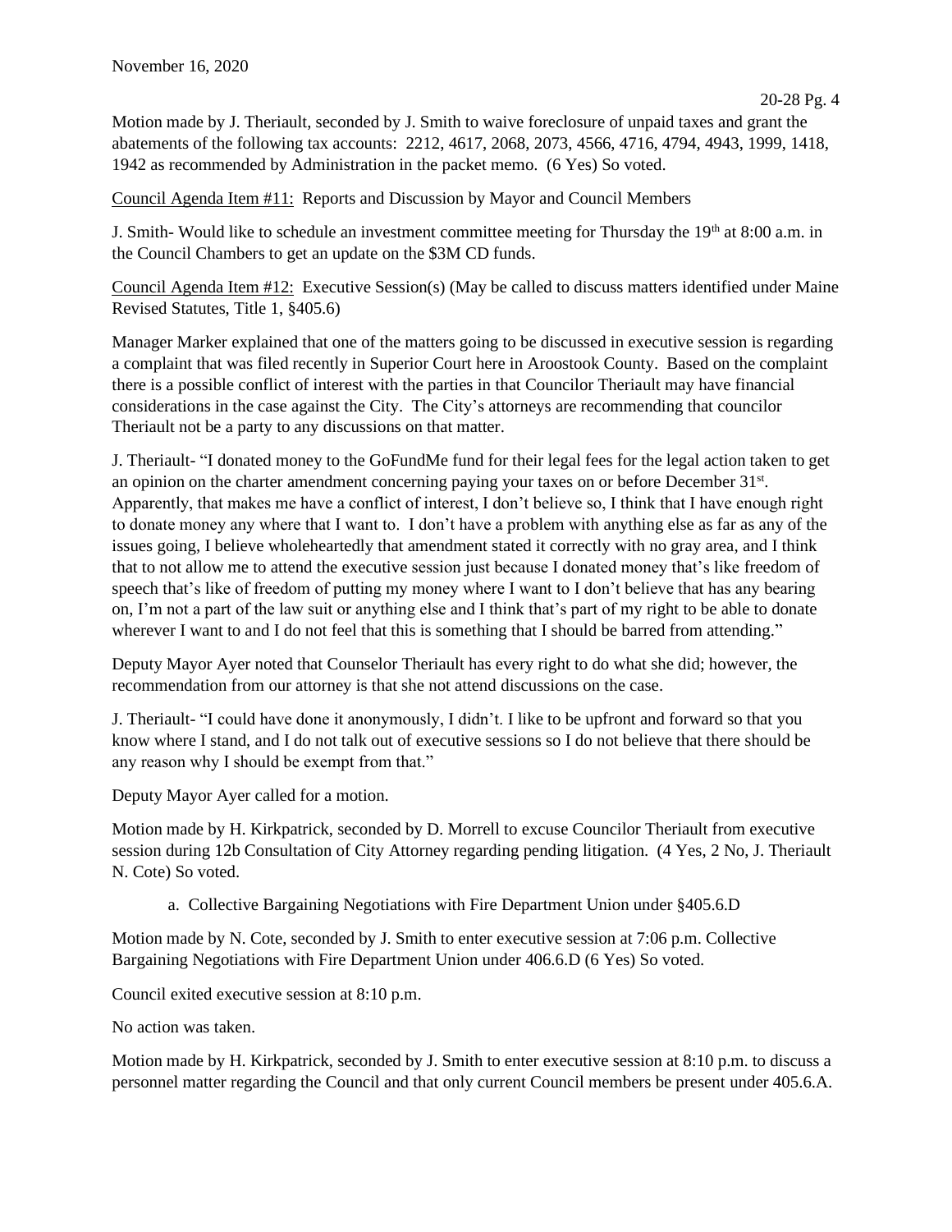Motion made by J. Theriault, seconded by J. Smith to waive foreclosure of unpaid taxes and grant the abatements of the following tax accounts: 2212, 4617, 2068, 2073, 4566, 4716, 4794, 4943, 1999, 1418, 1942 as recommended by Administration in the packet memo. (6 Yes) So voted.

Council Agenda Item #11: Reports and Discussion by Mayor and Council Members

J. Smith- Would like to schedule an investment committee meeting for Thursday the 19th at 8:00 a.m. in the Council Chambers to get an update on the $3M CD funds.

Council Agenda Item #12: Executive Session(s) (May be called to discuss matters identified under Maine Revised Statutes, Title 1, §405.6)

Manager Marker explained that one of the matters going to be discussed in executive session is regarding a complaint that was filed recently in Superior Court here in Aroostook County. Based on the complaint there is a possible conflict of interest with the parties in that Councilor Theriault may have financial considerations in the case against the City. The City's attorneys are recommending that councilor Theriault not be a party to any discussions on that matter.

J. Theriault- "I donated money to the GoFundMe fund for their legal fees for the legal action taken to get an opinion on the charter amendment concerning paying your taxes on or before December 31st. Apparently, that makes me have a conflict of interest, I don't believe so, I think that I have enough right to donate money any where that I want to. I don't have a problem with anything else as far as any of the issues going, I believe wholeheartedly that amendment stated it correctly with no gray area, and I think that to not allow me to attend the executive session just because I donated money that's like freedom of speech that's like of freedom of putting my money where I want to I don't believe that has any bearing on, I'm not a part of the law suit or anything else and I think that's part of my right to be able to donate wherever I want to and I do not feel that this is something that I should be barred from attending."

Deputy Mayor Ayer noted that Counselor Theriault has every right to do what she did; however, the recommendation from our attorney is that she not attend discussions on the case.

J. Theriault- "I could have done it anonymously, I didn't. I like to be upfront and forward so that you know where I stand, and I do not talk out of executive sessions so I do not believe that there should be any reason why I should be exempt from that."

Deputy Mayor Ayer called for a motion.

Motion made by H. Kirkpatrick, seconded by D. Morrell to excuse Councilor Theriault from executive session during 12b Consultation of City Attorney regarding pending litigation. (4 Yes, 2 No, J. Theriault N. Cote) So voted.

a. Collective Bargaining Negotiations with Fire Department Union under §405.6.D

Motion made by N. Cote, seconded by J. Smith to enter executive session at 7:06 p.m. Collective Bargaining Negotiations with Fire Department Union under 406.6.D (6 Yes) So voted.

Council exited executive session at 8:10 p.m.

No action was taken.

Motion made by H. Kirkpatrick, seconded by J. Smith to enter executive session at 8:10 p.m. to discuss a personnel matter regarding the Council and that only current Council members be present under 405.6.A.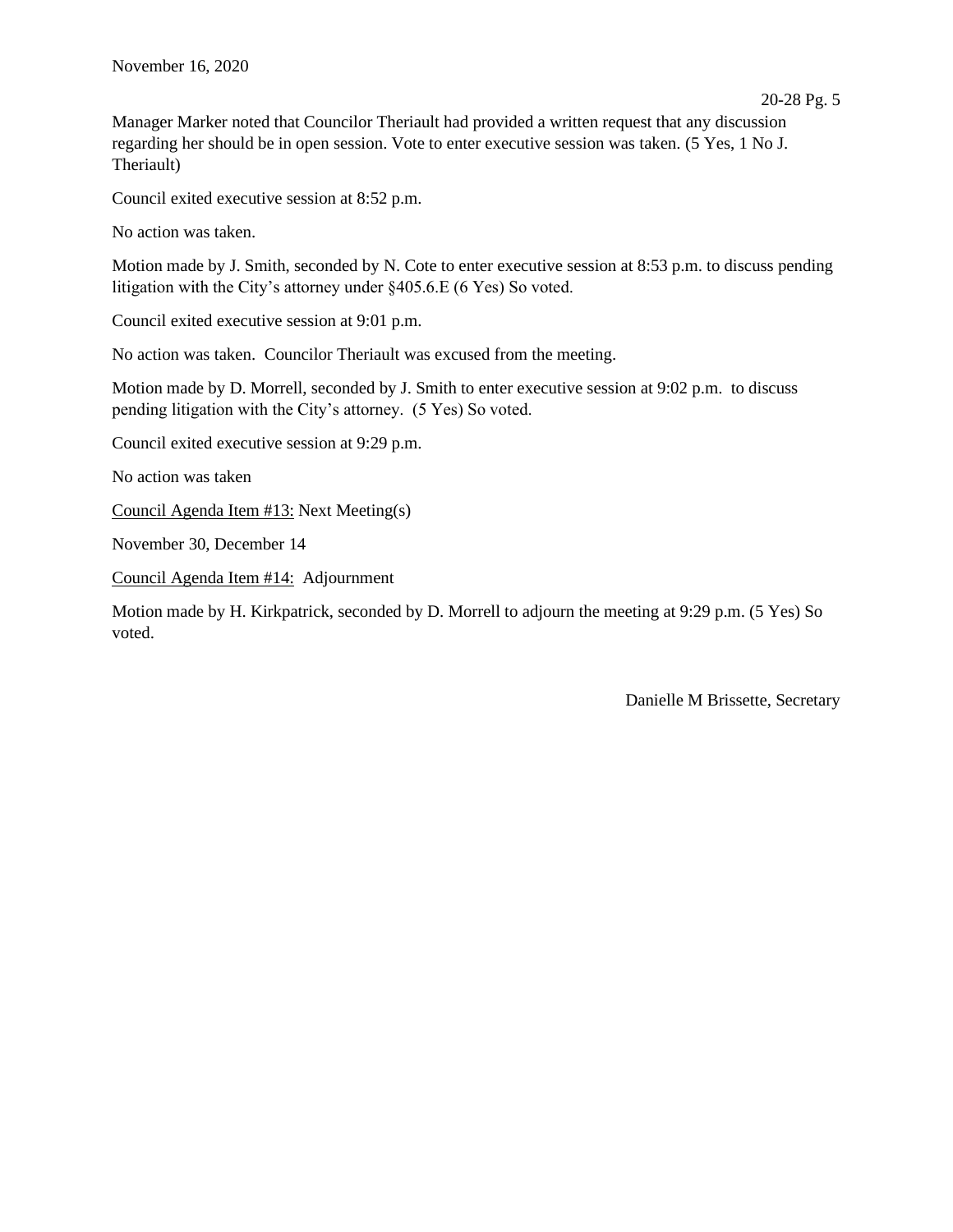Manager Marker noted that Councilor Theriault had provided a written request that any discussion regarding her should be in open session. Vote to enter executive session was taken. (5 Yes, 1 No J. Theriault)

Council exited executive session at 8:52 p.m.

No action was taken.

Motion made by J. Smith, seconded by N. Cote to enter executive session at 8:53 p.m. to discuss pending litigation with the City's attorney under §405.6.E (6 Yes) So voted.

Council exited executive session at 9:01 p.m.

No action was taken. Councilor Theriault was excused from the meeting.

Motion made by D. Morrell, seconded by J. Smith to enter executive session at 9:02 p.m. to discuss pending litigation with the City's attorney. (5 Yes) So voted.

Council exited executive session at 9:29 p.m.

No action was taken

Council Agenda Item #13: Next Meeting(s)

November 30, December 14

Council Agenda Item #14: Adjournment

Motion made by H. Kirkpatrick, seconded by D. Morrell to adjourn the meeting at 9:29 p.m. (5 Yes) So voted.

Danielle M Brissette, Secretary